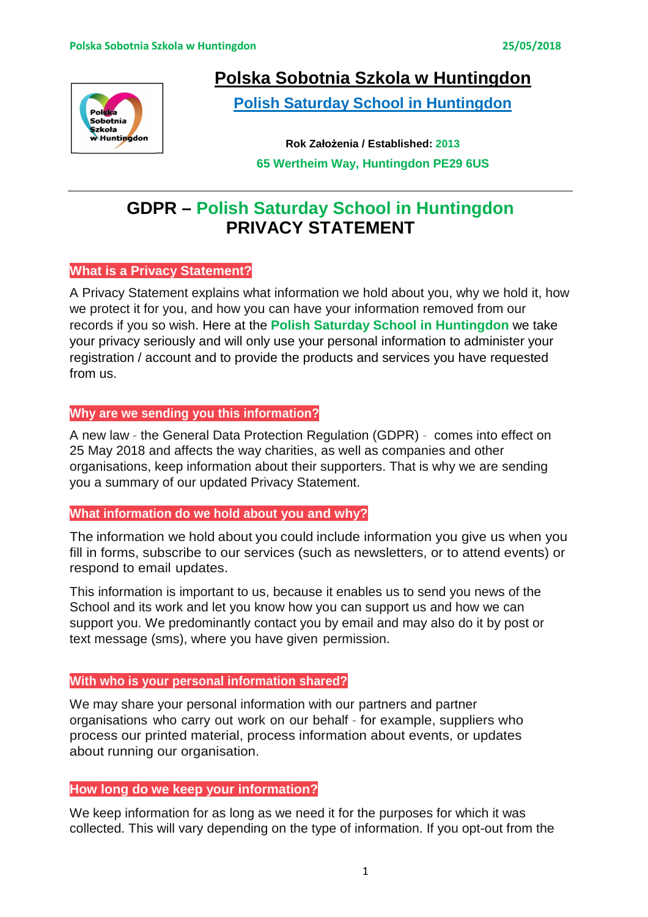# Polska Sobotnia Szkoła w Huntingdon

## Polish Saturday School in Huntingdon

**Rok Założenia / Established: 2013**

**65 Wertheim Way, Huntingdon PE29 6US**

---

# GDPR – Polish Saturday School in Huntingdon
# PRIVACY STATEMENT

### What is a Privacy Statement?

A Privacy Statement explains what information we hold about you, why we hold it, how we protect it for you, and how you can have your information removed from our records if you so wish. Here at the **Polish Saturday School in Huntingdon** we take your privacy seriously and will only use your personal information to administer your registration / account and to provide the products and services you have requested from us.

### Why are we sending you this information?

A new law - the General Data Protection Regulation (GDPR) - comes into effect on 25 May 2018 and affects the way charities, as well as companies and other organisations, keep information about their supporters. That is why we are sending you a summary of our updated Privacy Statement.

### What information do we hold about you and why?

The information we hold about you could include information you give us when you fill in forms, subscribe to our services (such as newsletters, or to attend events) or respond to email updates.

This information is important to us, because it enables us to send you news of the School and its work and let you know how you can support us and how we can support you. We predominantly contact you by email and may also do it by post or text message (sms), where you have given permission.

### With who is your personal information shared?

We may share your personal information with our partners and partner organisations who carry out work on our behalf - for example, suppliers who process our printed material, process information about events, or updates about running our organisation.

### How long do we keep your information?

We keep information for as long as we need it for the purposes for which it was collected. This will vary depending on the type of information. If you opt-out from the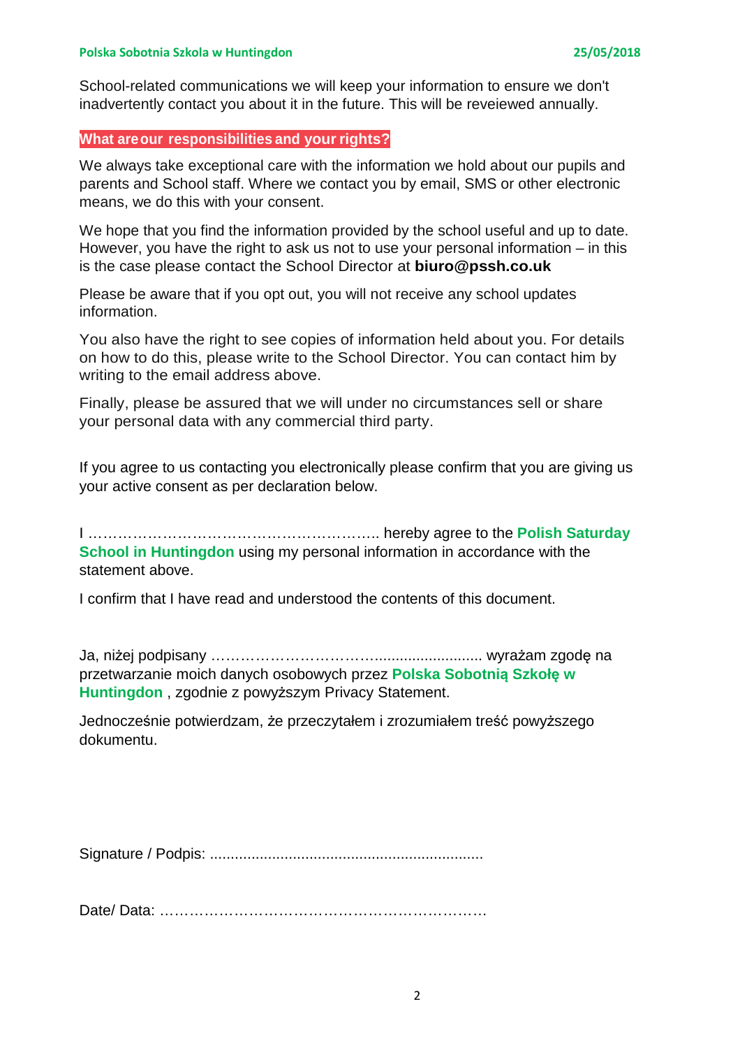School-related communications we will keep your information to ensure we don't inadvertently contact you about it in the future. This will be reveiewed annually.

## What are our responsibilities and your rights?

We always take exceptional care with the information we hold about our pupils and parents and School staff. Where we contact you by email, SMS or other electronic means, we do this with your consent.

We hope that you find the information provided by the school useful and up to date. However, you have the right to ask us not to use your personal information – in this is the case please contact the School Director at **biuro@pssh.co.uk**

Please be aware that if you opt out, you will not receive any school updates information.

You also have the right to see copies of information held about you. For details on how to do this, please write to the School Director. You can contact him by writing to the email address above.

Finally, please be assured that we will under no circumstances sell or share your personal data with any commercial third party.

If you agree to us contacting you electronically please confirm that you are giving us your active consent as per declaration below.

I ………………………………………………….. hereby agree to the **Polish Saturday School in Huntingdon** using my personal information in accordance with the statement above.

I confirm that I have read and understood the contents of this document.

Ja, niżej podpisany ……………………………......................... wyrażam zgodę na przetwarzanie moich danych osobowych przez **Polska Sobotnią Szkołę w Huntingdon** , zgodnie z powyższym Privacy Statement.

Jednocześnie potwierdzam, że przeczytałem i zrozumiałem treść powyższego dokumentu.

Signature / Podpis: .................................................................

Date/ Data: ……………………………………………………….